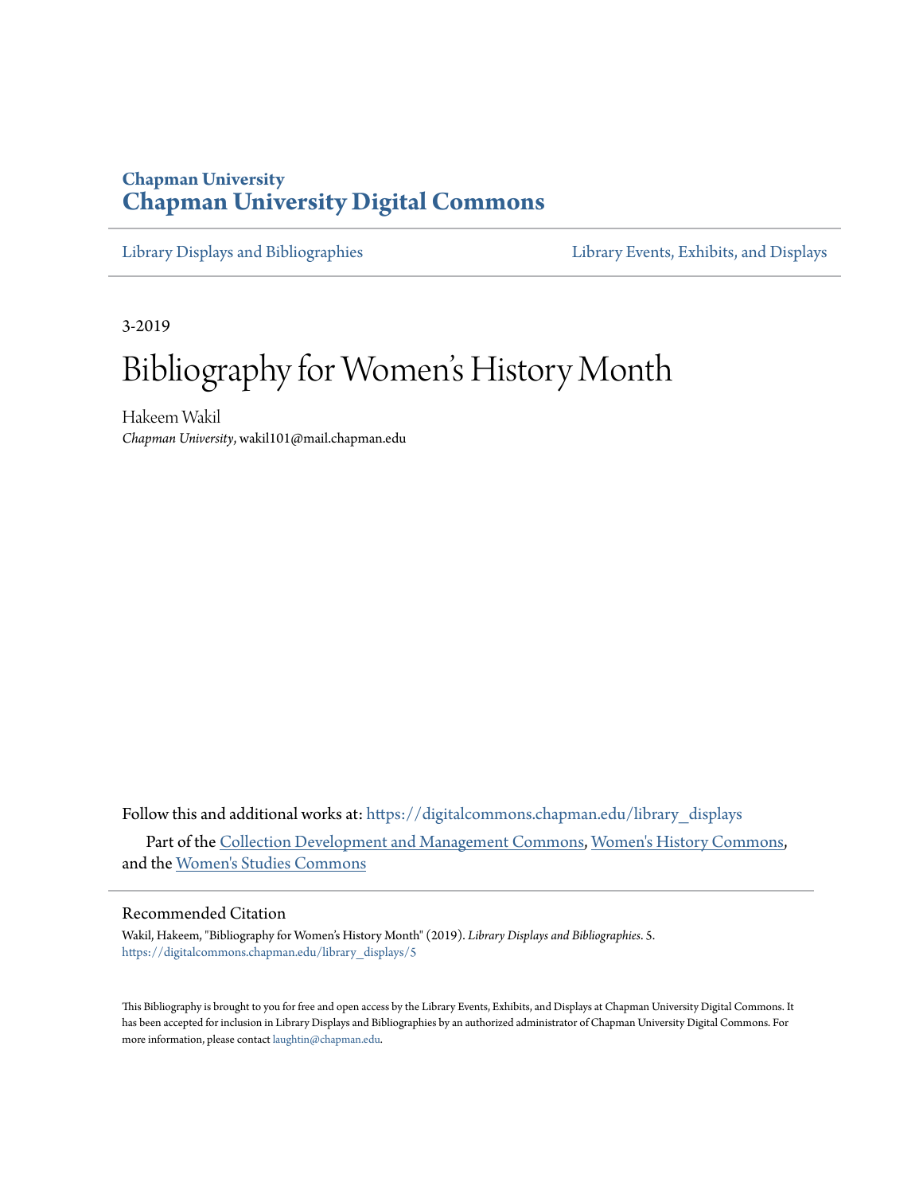Chapman University

# Chapman University Digital Commons

Library Displays and Bibliographies | Library Events, Exhibits, and Displays

3-2019

# Bibliography for Women's History Month

Hakeem Wakil
*Chapman University*, wakil101@mail.chapman.edu

Follow this and additional works at: https://digitalcommons.chapman.edu/library_displays

Part of the Collection Development and Management Commons, Women's History Commons, and the Women's Studies Commons

## Recommended Citation

Wakil, Hakeem, "Bibliography for Women's History Month" (2019). *Library Displays and Bibliographies*. 5.
https://digitalcommons.chapman.edu/library_displays/5

This Bibliography is brought to you for free and open access by the Library Events, Exhibits, and Displays at Chapman University Digital Commons. It has been accepted for inclusion in Library Displays and Bibliographies by an authorized administrator of Chapman University Digital Commons. For more information, please contact laughtin@chapman.edu.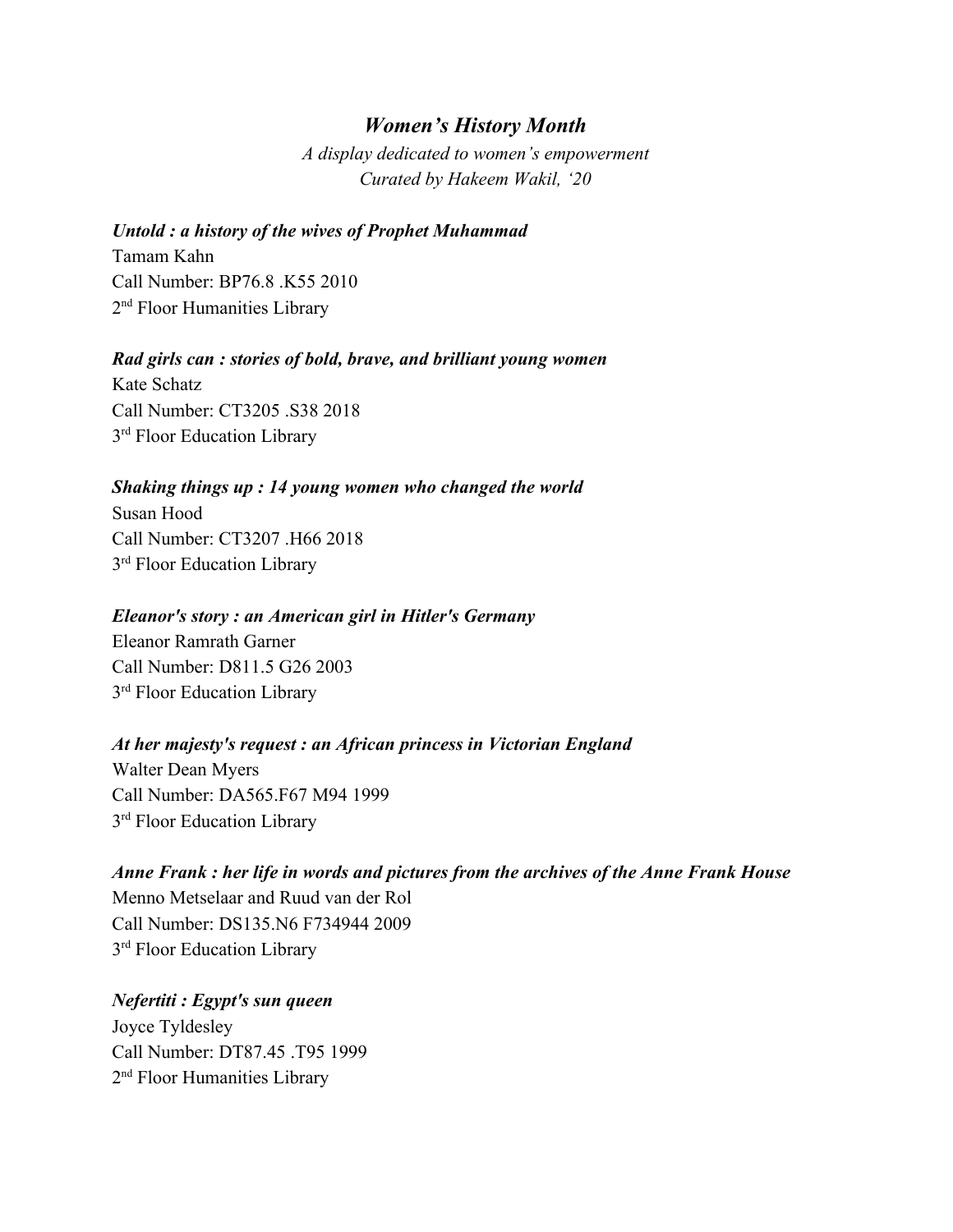## *Women's History Month*

*A display dedicated to women's empowerment*
*Curated by Hakeem Wakil, '20*

***Untold : a history of the wives of Prophet Muhammad***
Tamam Kahn
Call Number: BP76.8 .K55 2010
2nd Floor Humanities Library

***Rad girls can : stories of bold, brave, and brilliant young women***
Kate Schatz
Call Number: CT3205 .S38 2018
3rd Floor Education Library

***Shaking things up : 14 young women who changed the world***
Susan Hood
Call Number: CT3207 .H66 2018
3rd Floor Education Library

***Eleanor's story : an American girl in Hitler's Germany***
Eleanor Ramrath Garner
Call Number: D811.5 G26 2003
3rd Floor Education Library

***At her majesty's request : an African princess in Victorian England***
Walter Dean Myers
Call Number: DA565.F67 M94 1999
3rd Floor Education Library

***Anne Frank : her life in words and pictures from the archives of the Anne Frank House***
Menno Metselaar and Ruud van der Rol
Call Number: DS135.N6 F734944 2009
3rd Floor Education Library

***Nefertiti : Egypt's sun queen***
Joyce Tyldesley
Call Number: DT87.45 .T95 1999
2nd Floor Humanities Library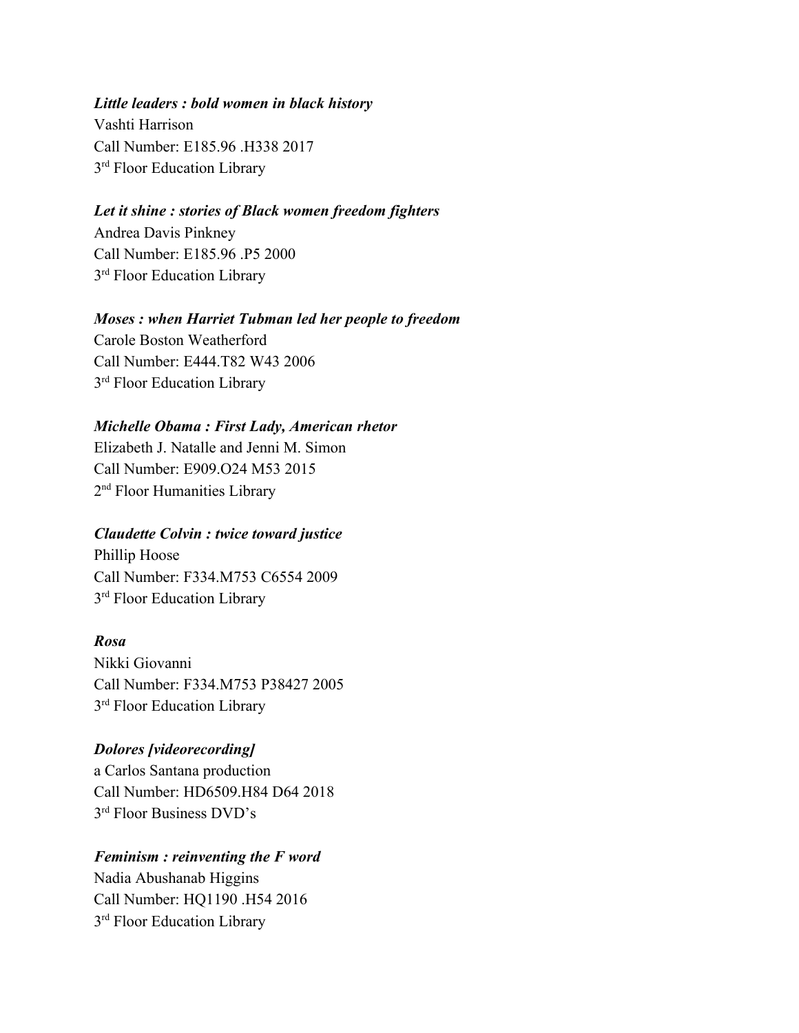***Little leaders : bold women in black history***
Vashti Harrison
Call Number: E185.96 .H338 2017
3rd Floor Education Library

***Let it shine : stories of Black women freedom fighters***
Andrea Davis Pinkney
Call Number: E185.96 .P5 2000
3rd Floor Education Library

***Moses : when Harriet Tubman led her people to freedom***
Carole Boston Weatherford
Call Number: E444.T82 W43 2006
3rd Floor Education Library

***Michelle Obama : First Lady, American rhetor***
Elizabeth J. Natalle and Jenni M. Simon
Call Number: E909.O24 M53 2015
2nd Floor Humanities Library

***Claudette Colvin : twice toward justice***
Phillip Hoose
Call Number: F334.M753 C6554 2009
3rd Floor Education Library

***Rosa***
Nikki Giovanni
Call Number: F334.M753 P38427 2005
3rd Floor Education Library

***Dolores [videorecording]***
a Carlos Santana production
Call Number: HD6509.H84 D64 2018
3rd Floor Business DVD's

***Feminism : reinventing the F word***
Nadia Abushanab Higgins
Call Number: HQ1190 .H54 2016
3rd Floor Education Library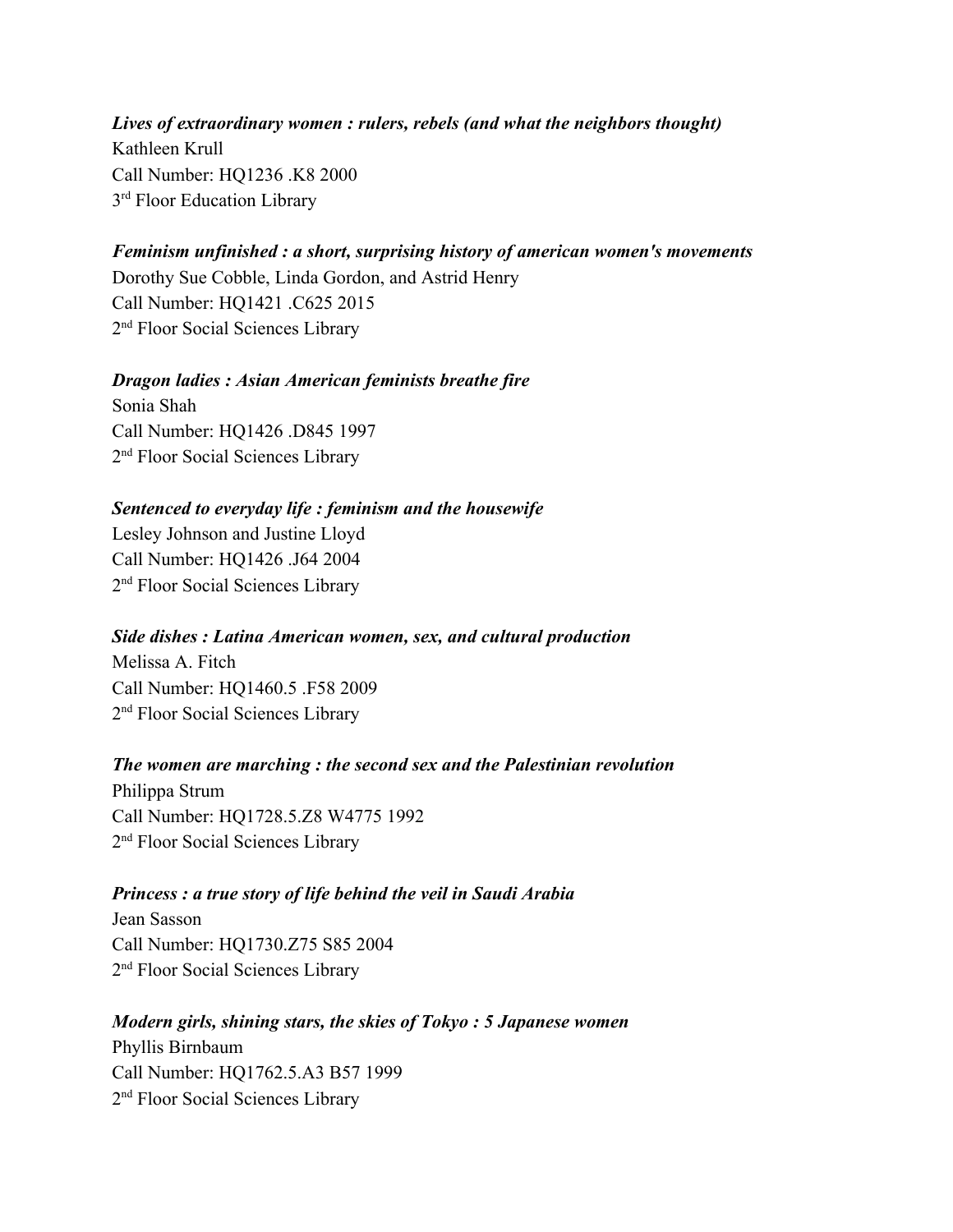***Lives of extraordinary women : rulers, rebels (and what the neighbors thought)***
Kathleen Krull
Call Number: HQ1236 .K8 2000
3rd Floor Education Library

***Feminism unfinished : a short, surprising history of american women's movements***
Dorothy Sue Cobble, Linda Gordon, and Astrid Henry
Call Number: HQ1421 .C625 2015
2nd Floor Social Sciences Library

***Dragon ladies : Asian American feminists breathe fire***
Sonia Shah
Call Number: HQ1426 .D845 1997
2nd Floor Social Sciences Library

***Sentenced to everyday life : feminism and the housewife***
Lesley Johnson and Justine Lloyd
Call Number: HQ1426 .J64 2004
2nd Floor Social Sciences Library

***Side dishes : Latina American women, sex, and cultural production***
Melissa A. Fitch
Call Number: HQ1460.5 .F58 2009
2nd Floor Social Sciences Library

***The women are marching : the second sex and the Palestinian revolution***
Philippa Strum
Call Number: HQ1728.5.Z8 W4775 1992
2nd Floor Social Sciences Library

***Princess : a true story of life behind the veil in Saudi Arabia***
Jean Sasson
Call Number: HQ1730.Z75 S85 2004
2nd Floor Social Sciences Library

***Modern girls, shining stars, the skies of Tokyo : 5 Japanese women***
Phyllis Birnbaum
Call Number: HQ1762.5.A3 B57 1999
2nd Floor Social Sciences Library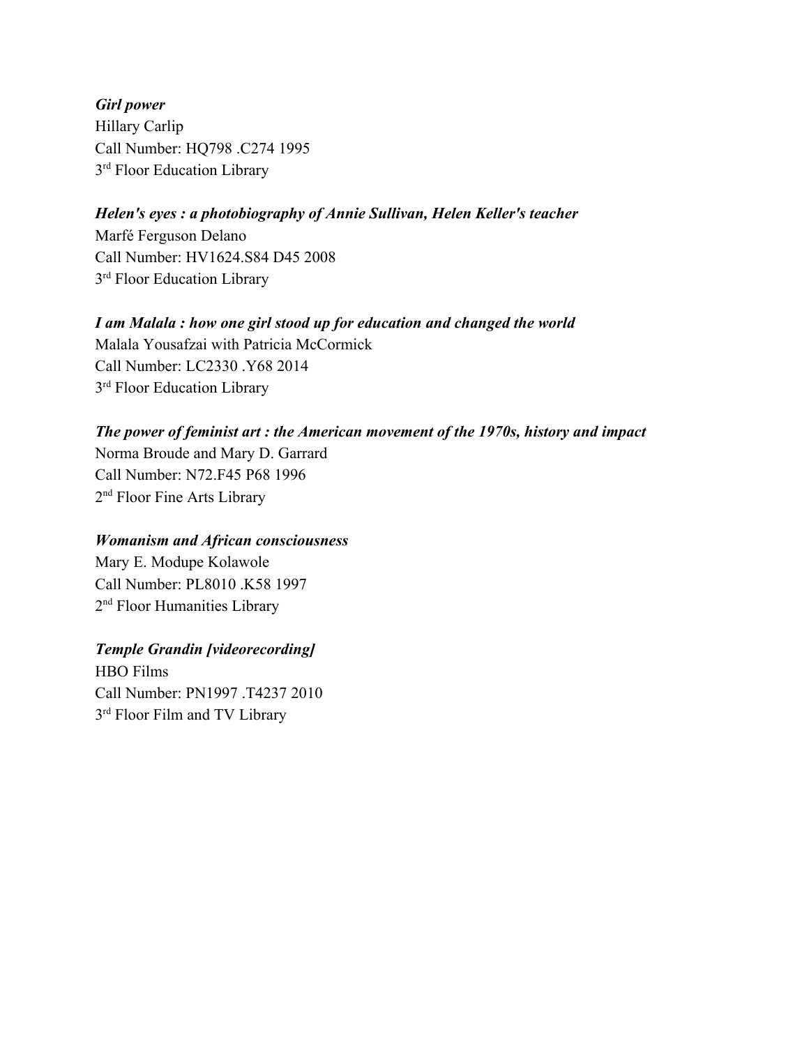***Girl power***  
Hillary Carlip  
Call Number: HQ798 .C274 1995  
3rd Floor Education Library

***Helen's eyes : a photobiography of Annie Sullivan, Helen Keller's teacher***  
Marfé Ferguson Delano  
Call Number: HV1624.S84 D45 2008  
3rd Floor Education Library

***I am Malala : how one girl stood up for education and changed the world***  
Malala Yousafzai with Patricia McCormick  
Call Number: LC2330 .Y68 2014  
3rd Floor Education Library

***The power of feminist art : the American movement of the 1970s, history and impact***  
Norma Broude and Mary D. Garrard  
Call Number: N72.F45 P68 1996  
2nd Floor Fine Arts Library

***Womanism and African consciousness***  
Mary E. Modupe Kolawole  
Call Number: PL8010 .K58 1997  
2nd Floor Humanities Library

***Temple Grandin [videorecording]***  
HBO Films  
Call Number: PN1997 .T4237 2010  
3rd Floor Film and TV Library